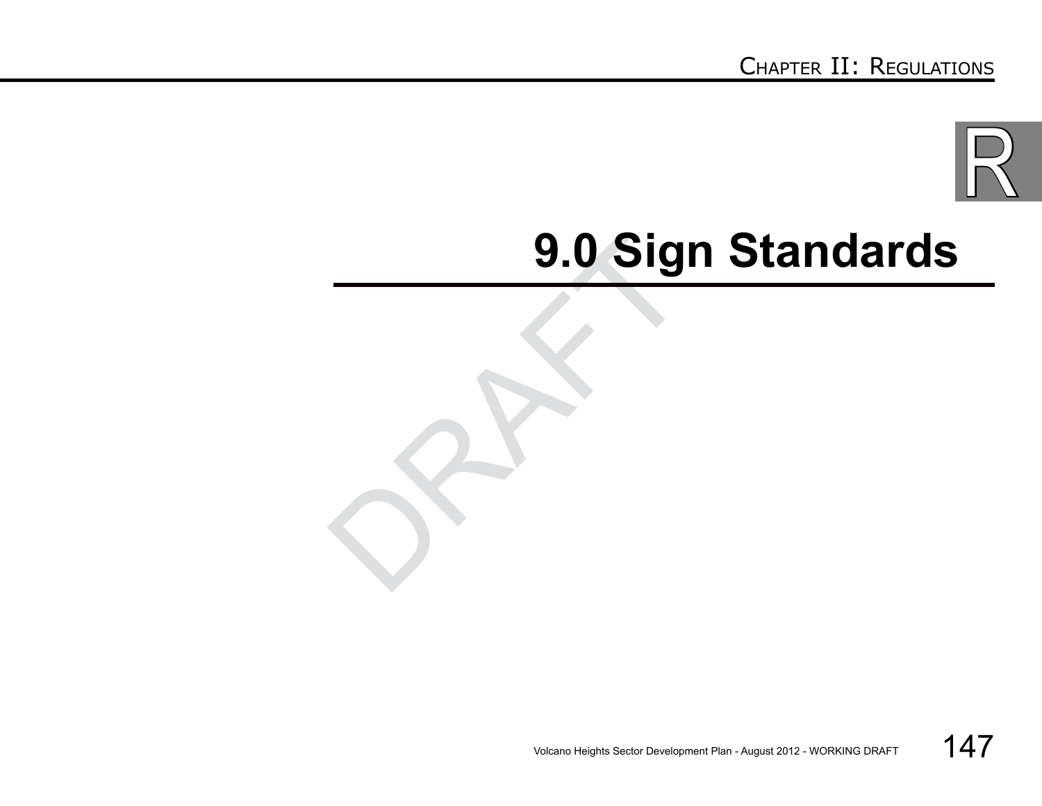# 9.0 Sign Standards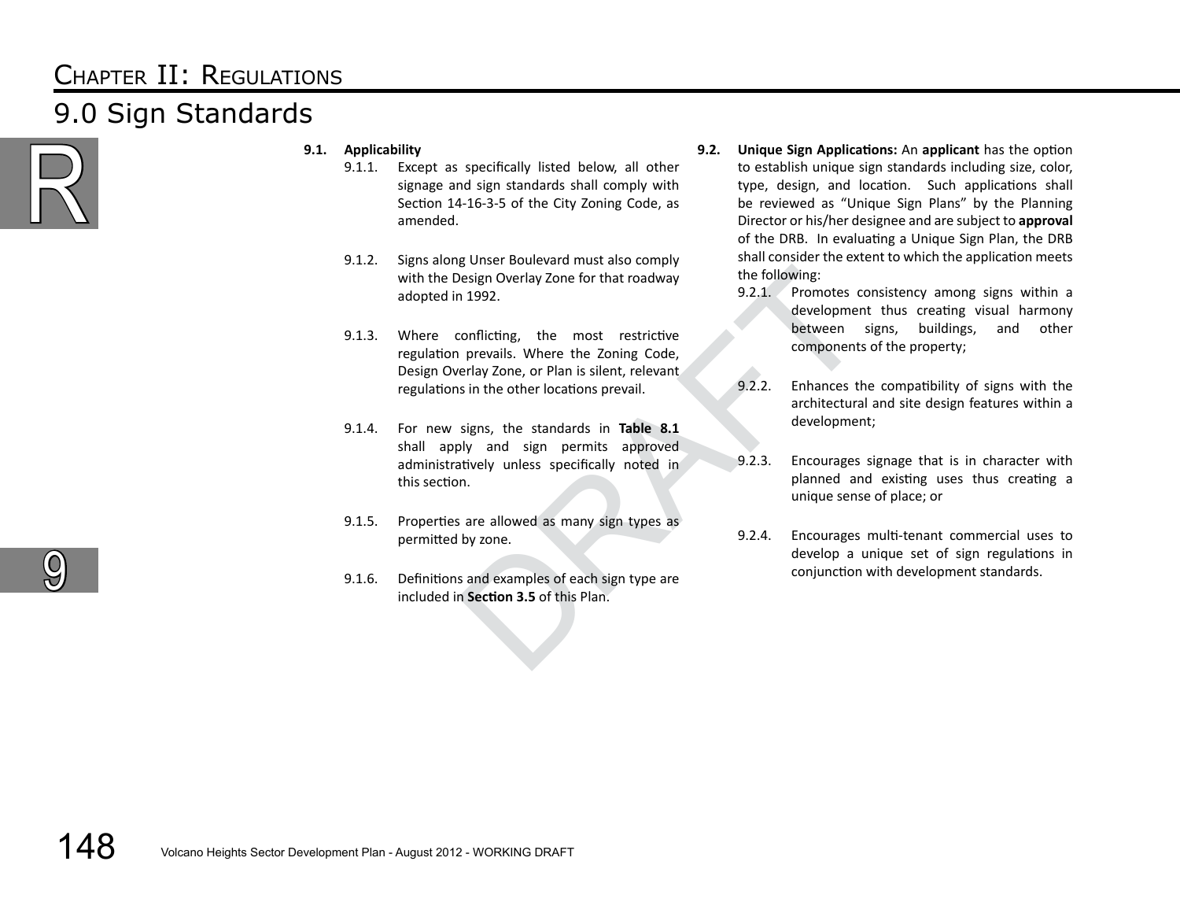# Chapter II: Regulations

## 9.0 Sign Standards

**9.1. Applicability**

9.1.1. Except as specifically listed below, all other signage and sign standards shall comply with Section 14-16-3-5 of the City Zoning Code, as amended.

9.1.2. Signs along Unser Boulevard must also comply with the Design Overlay Zone for that roadway adopted in 1992.

9.1.3. Where conflicting, the most restrictive regulation prevails. Where the Zoning Code, Design Overlay Zone, or Plan is silent, relevant regulations in the other locations prevail.

9.1.4. For new signs, the standards in **Table 8.1** shall apply and sign permits approved administratively unless specifically noted in this section.

9.1.5. Properties are allowed as many sign types as permitted by zone.

9.1.6. Definitions and examples of each sign type are included in **Section 3.5** of this Plan.

**9.2. Unique Sign Applications:** An **applicant** has the option to establish unique sign standards including size, color, type, design, and location. Such applications shall be reviewed as "Unique Sign Plans" by the Planning Director or his/her designee and are subject to **approval** of the DRB. In evaluating a Unique Sign Plan, the DRB shall consider the extent to which the application meets the following:

9.2.1. Promotes consistency among signs within a development thus creating visual harmony between signs, buildings, and other components of the property;

9.2.2. Enhances the compatibility of signs with the architectural and site design features within a development;

9.2.3. Encourages signage that is in character with planned and existing uses thus creating a unique sense of place; or

9.2.4. Encourages multi-tenant commercial uses to develop a unique set of sign regulations in conjunction with development standards.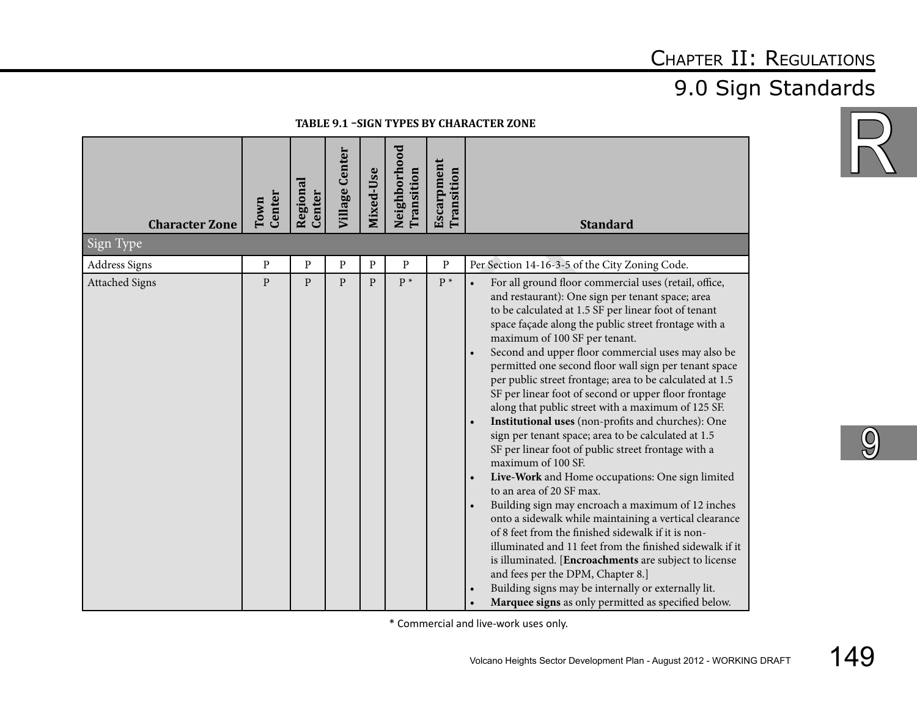# Chapter II: Regulations

## 9.0 Sign Standards

**TABLE 9.1 –SIGN TYPES BY CHARACTER ZONE**

| Character Zone | Town Center | Regional Center | Village Center | Mixed-Use | Neighborhood Transition | Escarpment Transition | Standard |
|---|---|---|---|---|---|---|---|
| Sign Type | | | | | | | |
| Address Signs | P | P | P | P | P | P | Per Section 14-16-3-5 of the City Zoning Code. |
| Attached Signs | P | P | P | P | P * | P * | • For all ground floor commercial uses (retail, office, and restaurant): One sign per tenant space; area to be calculated at 1.5 SF per linear foot of tenant space façade along the public street frontage with a maximum of 100 SF per tenant.<br>• Second and upper floor commercial uses may also be permitted one second floor wall sign per tenant space per public street frontage; area to be calculated at 1.5 SF per linear foot of second or upper floor frontage along that public street with a maximum of 125 SF.<br>• **Institutional uses** (non-profits and churches): One sign per tenant space; area to be calculated at 1.5 SF per linear foot of public street frontage with a maximum of 100 SF.<br>• **Live-Work** and Home occupations: One sign limited to an area of 20 SF max.<br>• Building sign may encroach a maximum of 12 inches onto a sidewalk while maintaining a vertical clearance of 8 feet from the finished sidewalk if it is non-illuminated and 11 feet from the finished sidewalk if it is illuminated. [**Encroachments** are subject to license and fees per the DPM, Chapter 8.]<br>• Building signs may be internally or externally lit.<br>• **Marquee signs** as only permitted as specified below. |

* Commercial and live-work uses only.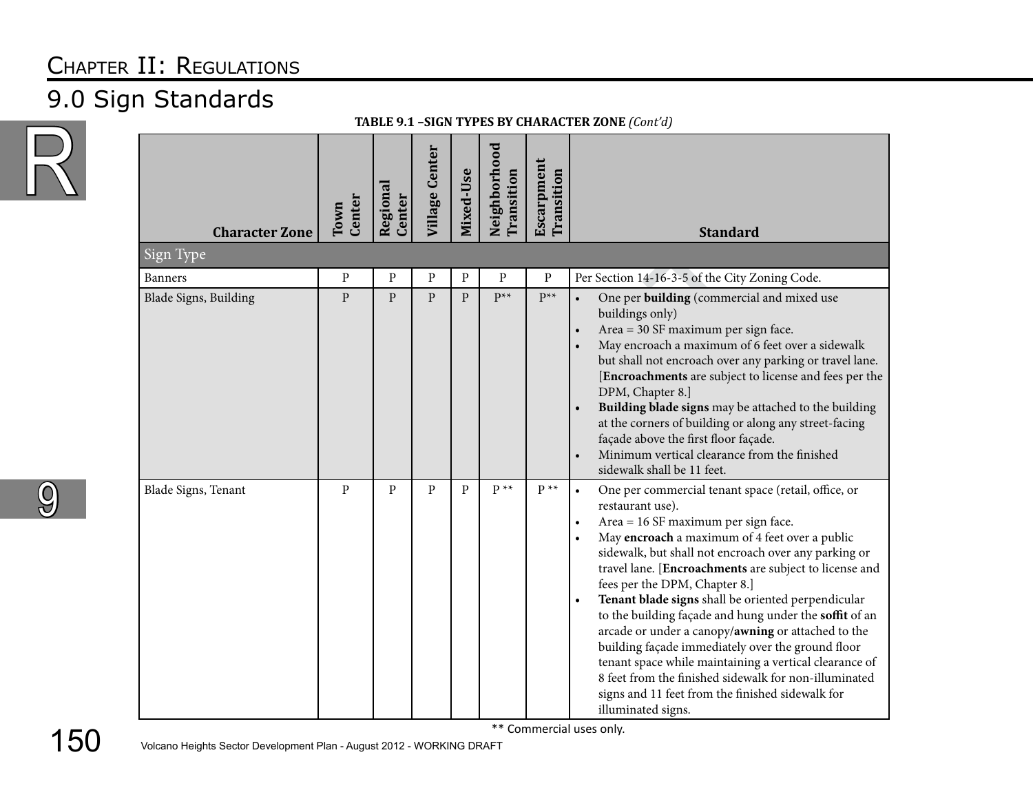## 9.0 Sign Standards

**TABLE 9.1 –SIGN TYPES BY CHARACTER ZONE** *(Cont'd)*

| Character Zone | Town Center | Regional Center | Village Center | Mixed-Use | Neighborhood Transition | Escarpment Transition | Standard |
|---|---|---|---|---|---|---|---|
| Sign Type | | | | | | | |
| Banners | P | P | P | P | P | P | Per Section 14-16-3-5 of the City Zoning Code. |
| Blade Signs, Building | P | P | P | P | P** | P** | • One per **building** (commercial and mixed use buildings only)<br>• Area = 30 SF maximum per sign face.<br>• May encroach a maximum of 6 feet over a sidewalk but shall not encroach over any parking or travel lane. [**Encroachments** are subject to license and fees per the DPM, Chapter 8.]<br>• **Building blade signs** may be attached to the building at the corners of building or along any street-facing façade above the first floor façade.<br>• Minimum vertical clearance from the finished sidewalk shall be 11 feet. |
| Blade Signs, Tenant | P | P | P | P | P ** | P ** | • One per commercial tenant space (retail, office, or restaurant use).<br>• Area = 16 SF maximum per sign face.<br>• May **encroach** a maximum of 4 feet over a public sidewalk, but shall not encroach over any parking or travel lane. [**Encroachments** are subject to license and fees per the DPM, Chapter 8.]<br>• **Tenant blade signs** shall be oriented perpendicular to the building façade and hung under the **soffit** of an arcade or under a canopy/**awning** or attached to the building façade immediately over the ground floor tenant space while maintaining a vertical clearance of 8 feet from the finished sidewalk for non-illuminated signs and 11 feet from the finished sidewalk for illuminated signs. |

** Commercial uses only.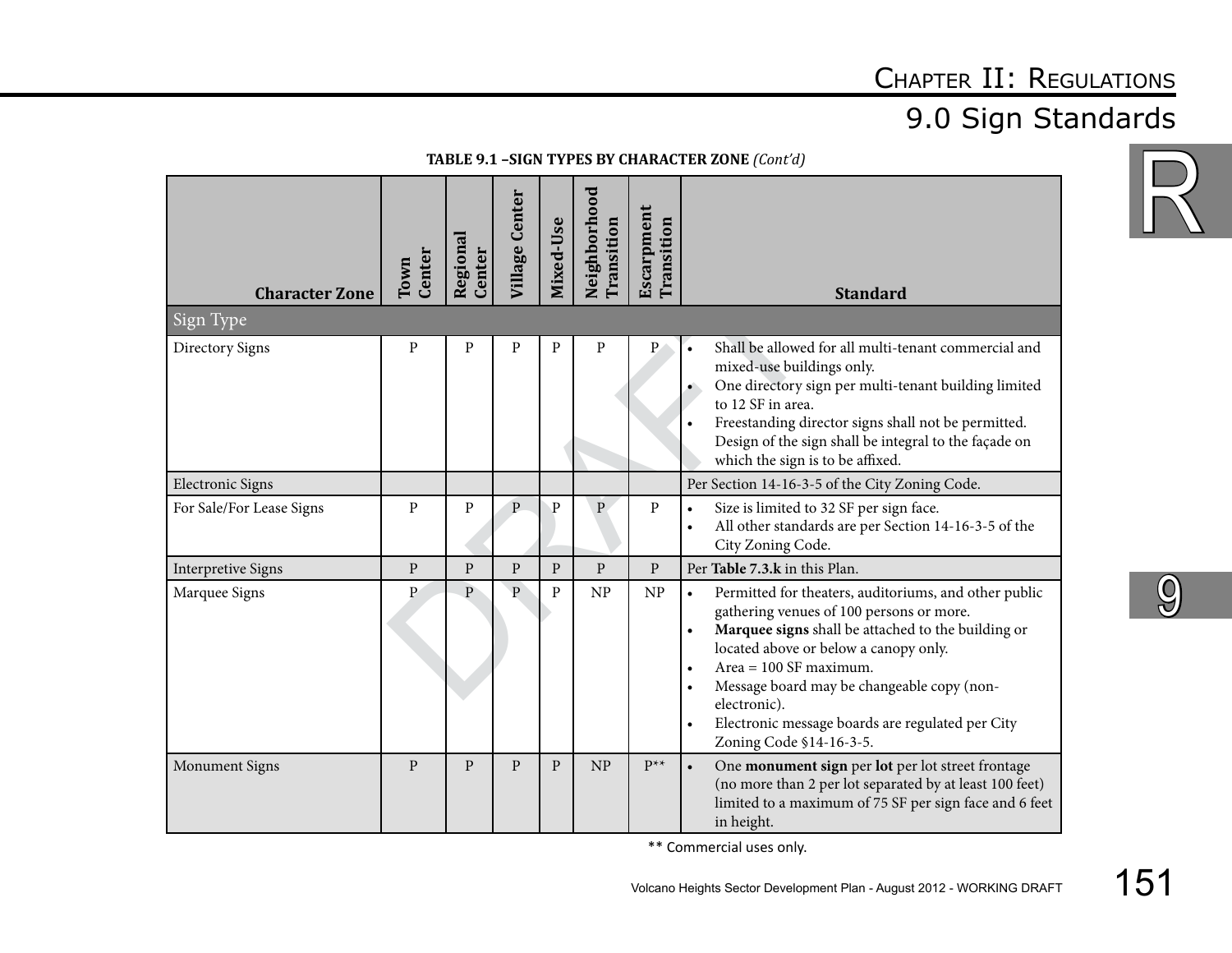**TABLE 9.1 –SIGN TYPES BY CHARACTER ZONE** *(Cont'd)*

| Character Zone | Town Center | Regional Center | Village Center | Mixed-Use | Neighborhood Transition | Escarpment Transition | Standard |
|---|---|---|---|---|---|---|---|
| Sign Type | | | | | | | |
| Directory Signs | P | P | P | P | P | P | • Shall be allowed for all multi-tenant commercial and mixed-use buildings only.<br>• One directory sign per multi-tenant building limited to 12 SF in area.<br>• Freestanding director signs shall not be permitted. Design of the sign shall be integral to the façade on which the sign is to be affixed. |
| Electronic Signs | | | | | | | Per Section 14-16-3-5 of the City Zoning Code. |
| For Sale/For Lease Signs | P | P | P | P | P | P | • Size is limited to 32 SF per sign face.<br>• All other standards are per Section 14-16-3-5 of the City Zoning Code. |
| Interpretive Signs | P | P | P | P | P | P | Per **Table 7.3.k** in this Plan. |
| Marquee Signs | P | P | P | P | NP | NP | • Permitted for theaters, auditoriums, and other public gathering venues of 100 persons or more.<br>• **Marquee signs** shall be attached to the building or located above or below a canopy only.<br>• Area = 100 SF maximum.<br>• Message board may be changeable copy (non-electronic).<br>• Electronic message boards are regulated per City Zoning Code §14-16-3-5. |
| Monument Signs | P | P | P | P | NP | P** | • One **monument sign** per **lot** per lot street frontage (no more than 2 per lot separated by at least 100 feet) limited to a maximum of 75 SF per sign face and 6 feet in height. |

** Commercial uses only.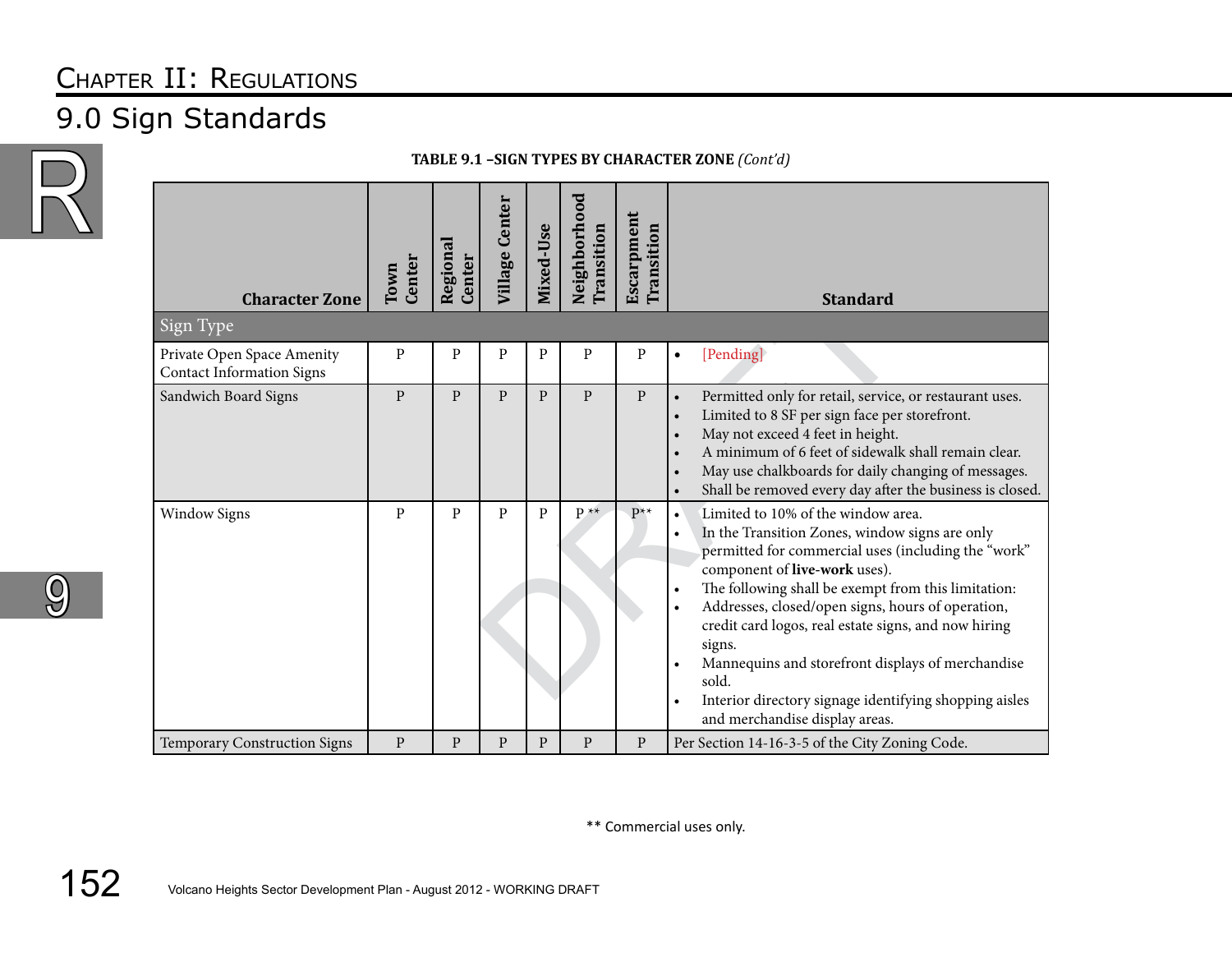# Chapter II: Regulations

## 9.0 Sign Standards

**TABLE 9.1 –SIGN TYPES BY CHARACTER ZONE** *(Cont'd)*

| Character Zone | Town Center | Regional Center | Village Center | Mixed-Use | Neighborhood Transition | Escarpment Transition | Standard |
|---|---|---|---|---|---|---|---|
| **Sign Type** | | | | | | | |
| Private Open Space Amenity Contact Information Signs | P | P | P | P | P | P | • [Pending] |
| Sandwich Board Signs | P | P | P | P | P | P | • Permitted only for retail, service, or restaurant uses.<br>• Limited to 8 SF per sign face per storefront.<br>• May not exceed 4 feet in height.<br>• A minimum of 6 feet of sidewalk shall remain clear.<br>• May use chalkboards for daily changing of messages.<br>• Shall be removed every day after the business is closed. |
| Window Signs | P | P | P | P | P ** | P** | • Limited to 10% of the window area.<br>• In the Transition Zones, window signs are only permitted for commercial uses (including the "work" component of **live-work** uses).<br>• The following shall be exempt from this limitation:<br>• Addresses, closed/open signs, hours of operation, credit card logos, real estate signs, and now hiring signs.<br>• Mannequins and storefront displays of merchandise sold.<br>• Interior directory signage identifying shopping aisles and merchandise display areas. |
| Temporary Construction Signs | P | P | P | P | P | P | Per Section 14-16-3-5 of the City Zoning Code. |

** Commercial uses only.